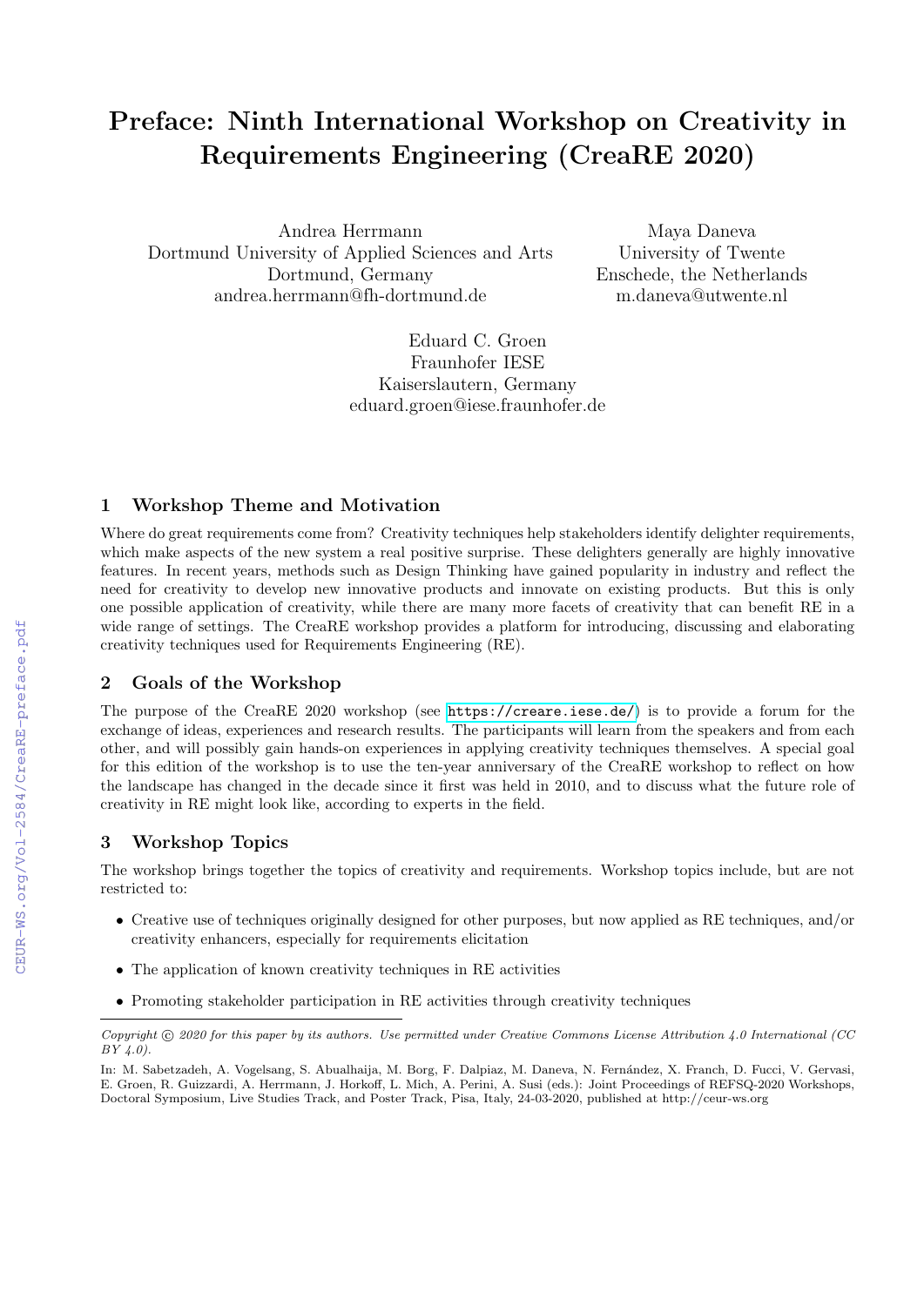# Preface: Ninth International Workshop on Creativity in Requirements Engineering (CreaRE 2020)

Andrea Herrmann
Dortmund University of Applied Sciences and Arts
Dortmund, Germany
andrea.herrmann@fh-dortmund.de

Maya Daneva
University of Twente
Enschede, the Netherlands
m.daneva@utwente.nl

Eduard C. Groen
Fraunhofer IESE
Kaiserslautern, Germany
eduard.groen@iese.fraunhofer.de

## 1 Workshop Theme and Motivation

Where do great requirements come from? Creativity techniques help stakeholders identify delighter requirements, which make aspects of the new system a real positive surprise. These delighters generally are highly innovative features. In recent years, methods such as Design Thinking have gained popularity in industry and reflect the need for creativity to develop new innovative products and innovate on existing products. But this is only one possible application of creativity, while there are many more facets of creativity that can benefit RE in a wide range of settings. The CreaRE workshop provides a platform for introducing, discussing and elaborating creativity techniques used for Requirements Engineering (RE).

## 2 Goals of the Workshop

The purpose of the CreaRE 2020 workshop (see https://creare.iese.de/) is to provide a forum for the exchange of ideas, experiences and research results. The participants will learn from the speakers and from each other, and will possibly gain hands-on experiences in applying creativity techniques themselves. A special goal for this edition of the workshop is to use the ten-year anniversary of the CreaRE workshop to reflect on how the landscape has changed in the decade since it first was held in 2010, and to discuss what the future role of creativity in RE might look like, according to experts in the field.

## 3 Workshop Topics

The workshop brings together the topics of creativity and requirements. Workshop topics include, but are not restricted to:

- Creative use of techniques originally designed for other purposes, but now applied as RE techniques, and/or creativity enhancers, especially for requirements elicitation
- The application of known creativity techniques in RE activities
- Promoting stakeholder participation in RE activities through creativity techniques

*Copyright © 2020 for this paper by its authors. Use permitted under Creative Commons License Attribution 4.0 International (CC BY 4.0).*

In: M. Sabetzadeh, A. Vogelsang, S. Abualhaija, M. Borg, F. Dalpiaz, M. Daneva, N. Fernández, X. Franch, D. Fucci, V. Gervasi, E. Groen, R. Guizzardi, A. Herrmann, J. Horkoff, L. Mich, A. Perini, A. Susi (eds.): Joint Proceedings of REFSQ-2020 Workshops, Doctoral Symposium, Live Studies Track, and Poster Track, Pisa, Italy, 24-03-2020, published at http://ceur-ws.org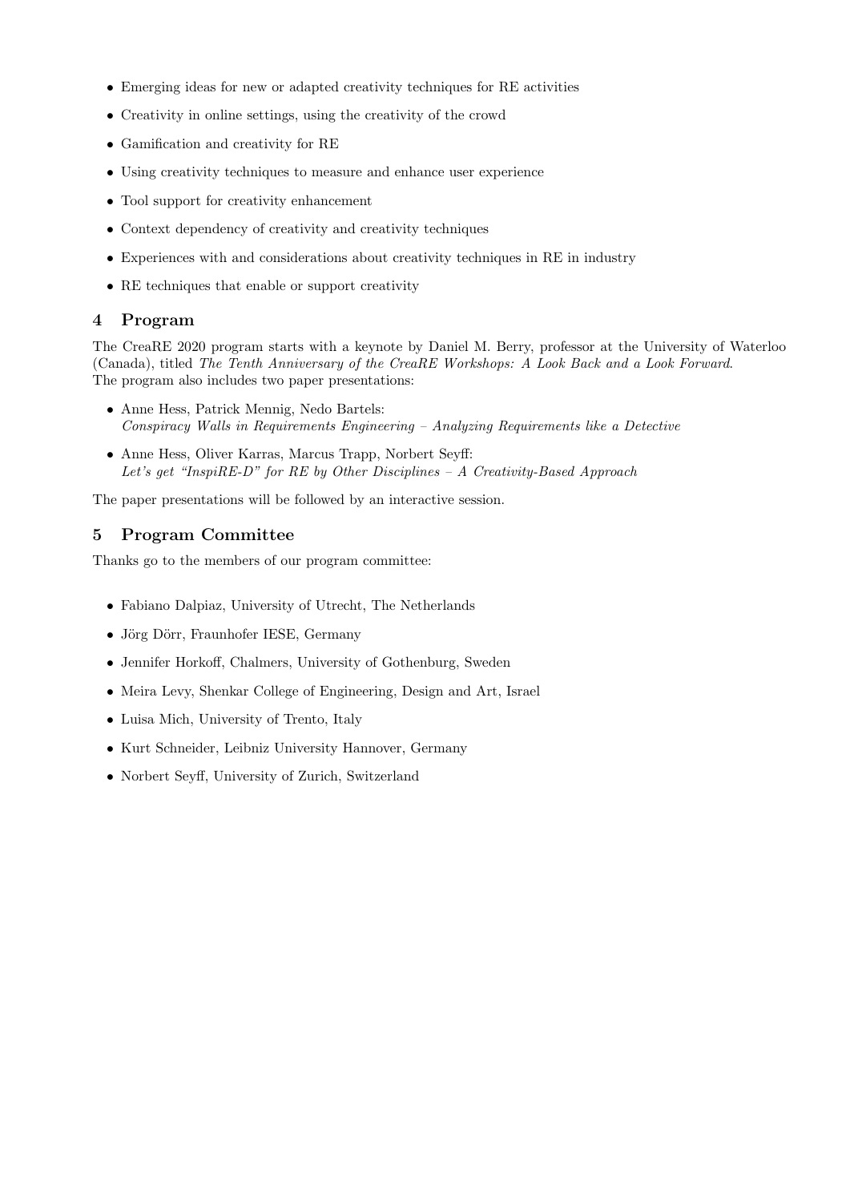- Emerging ideas for new or adapted creativity techniques for RE activities
- Creativity in online settings, using the creativity of the crowd
- Gamification and creativity for RE
- Using creativity techniques to measure and enhance user experience
- Tool support for creativity enhancement
- Context dependency of creativity and creativity techniques
- Experiences with and considerations about creativity techniques in RE in industry
- RE techniques that enable or support creativity

## 4 Program

The CreaRE 2020 program starts with a keynote by Daniel M. Berry, professor at the University of Waterloo (Canada), titled *The Tenth Anniversary of the CreaRE Workshops: A Look Back and a Look Forward*.
The program also includes two paper presentations:

- Anne Hess, Patrick Mennig, Nedo Bartels:
  *Conspiracy Walls in Requirements Engineering – Analyzing Requirements like a Detective*
- Anne Hess, Oliver Karras, Marcus Trapp, Norbert Seyff:
  *Let's get "InspiRE-D" for RE by Other Disciplines – A Creativity-Based Approach*

The paper presentations will be followed by an interactive session.

## 5 Program Committee

Thanks go to the members of our program committee:

- Fabiano Dalpiaz, University of Utrecht, The Netherlands
- Jörg Dörr, Fraunhofer IESE, Germany
- Jennifer Horkoff, Chalmers, University of Gothenburg, Sweden
- Meira Levy, Shenkar College of Engineering, Design and Art, Israel
- Luisa Mich, University of Trento, Italy
- Kurt Schneider, Leibniz University Hannover, Germany
- Norbert Seyff, University of Zurich, Switzerland